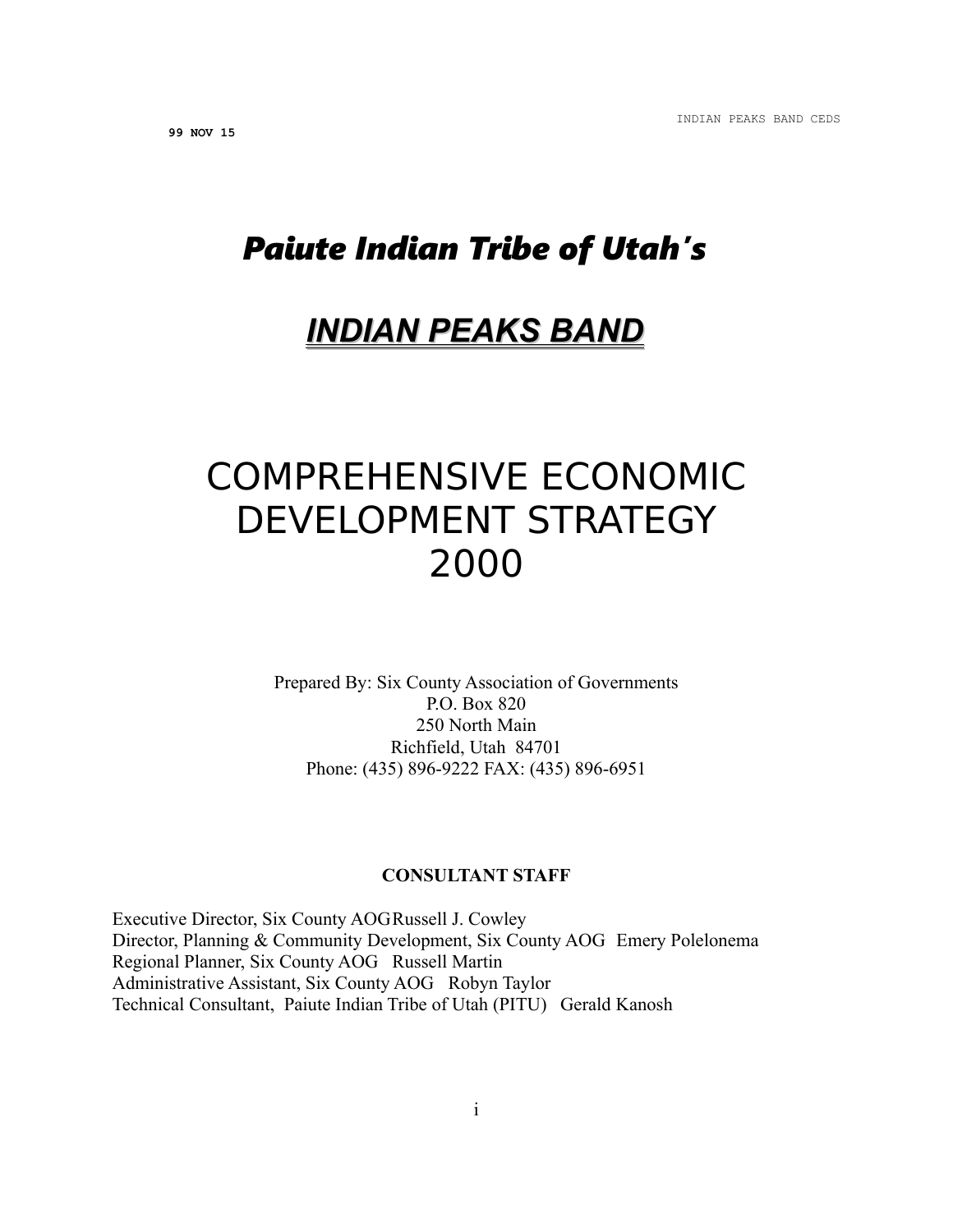**99 NOV 15**

# *Paiute Indian Tribe of Utah's*

# ***INDIAN PEAKS BAND***

# COMPREHENSIVE ECONOMIC DEVELOPMENT STRATEGY 2000

Prepared By: Six County Association of Governments
P.O. Box 820
250 North Main
Richfield, Utah 84701
Phone: (435) 896-9222 FAX: (435) 896-6951

**CONSULTANT STAFF**

Executive Director, Six County AOG Russell J. Cowley
Director, Planning & Community Development, Six County AOG Emery Polelonema
Regional Planner, Six County AOG Russell Martin
Administrative Assistant, Six County AOG Robyn Taylor
Technical Consultant, Paiute Indian Tribe of Utah (PITU) Gerald Kanosh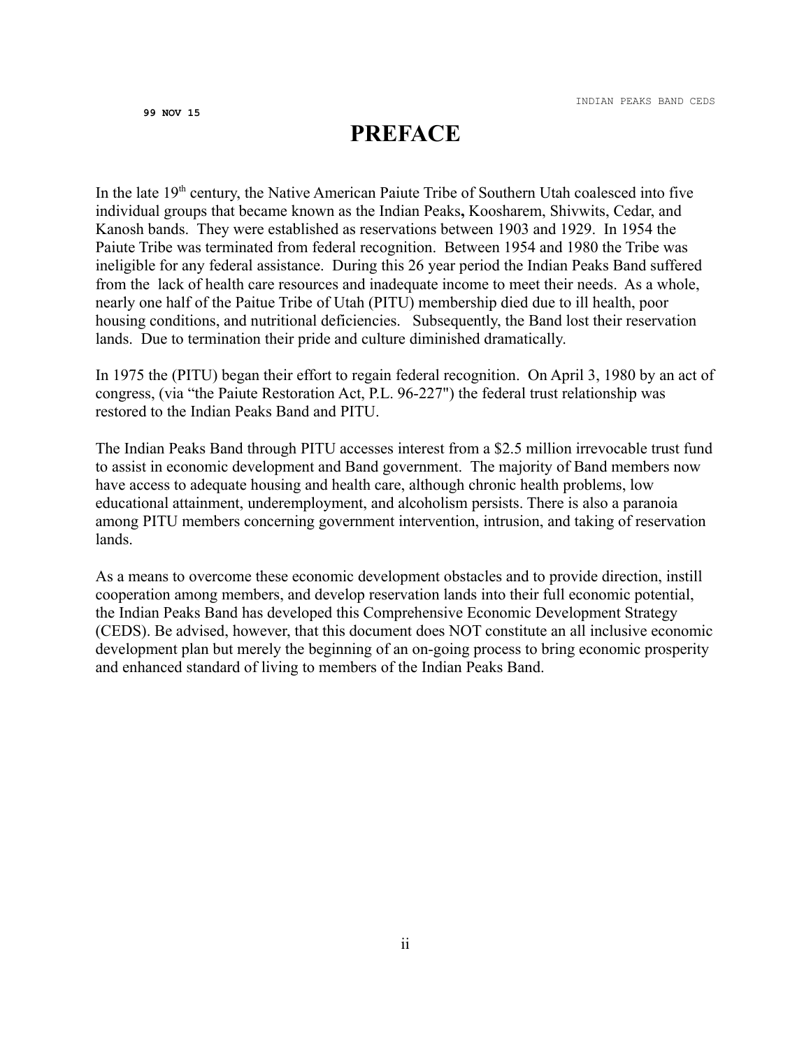99 NOV 15

# PREFACE

In the late 19th century, the Native American Paiute Tribe of Southern Utah coalesced into five individual groups that became known as the Indian Peaks**,** Koosharem, Shivwits, Cedar, and Kanosh bands. They were established as reservations between 1903 and 1929. In 1954 the Paiute Tribe was terminated from federal recognition. Between 1954 and 1980 the Tribe was ineligible for any federal assistance. During this 26 year period the Indian Peaks Band suffered from the lack of health care resources and inadequate income to meet their needs. As a whole, nearly one half of the Paitue Tribe of Utah (PITU) membership died due to ill health, poor housing conditions, and nutritional deficiencies. Subsequently, the Band lost their reservation lands. Due to termination their pride and culture diminished dramatically.

In 1975 the (PITU) began their effort to regain federal recognition. On April 3, 1980 by an act of congress, (via "the Paiute Restoration Act, P.L. 96-227") the federal trust relationship was restored to the Indian Peaks Band and PITU.

The Indian Peaks Band through PITU accesses interest from a $2.5 million irrevocable trust fund to assist in economic development and Band government. The majority of Band members now have access to adequate housing and health care, although chronic health problems, low educational attainment, underemployment, and alcoholism persists. There is also a paranoia among PITU members concerning government intervention, intrusion, and taking of reservation lands.

As a means to overcome these economic development obstacles and to provide direction, instill cooperation among members, and develop reservation lands into their full economic potential, the Indian Peaks Band has developed this Comprehensive Economic Development Strategy (CEDS). Be advised, however, that this document does NOT constitute an all inclusive economic development plan but merely the beginning of an on-going process to bring economic prosperity and enhanced standard of living to members of the Indian Peaks Band.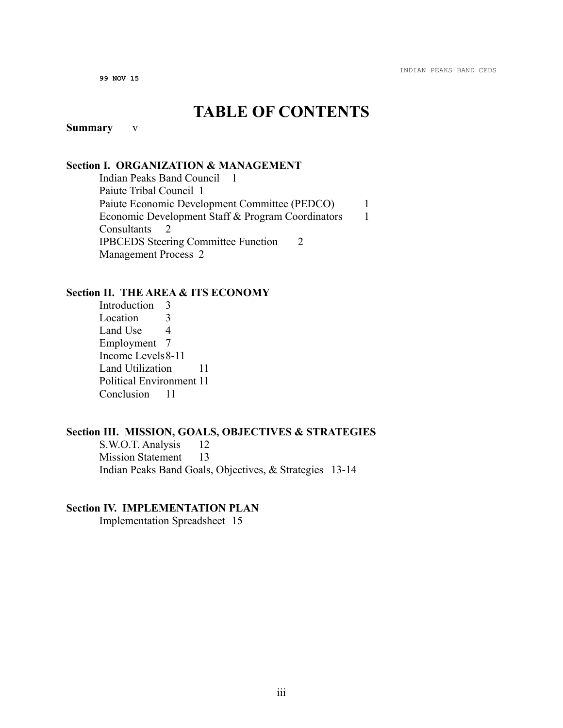# TABLE OF CONTENTS

**Summary** v

**Section I. ORGANIZATION & MANAGEMENT**

- Indian Peaks Band Council 1
- Paiute Tribal Council 1
- Paiute Economic Development Committee (PEDCO) 1
- Economic Development Staff & Program Coordinators 1
- Consultants 2
- IPBCEDS Steering Committee Function 2
- Management Process 2

**Section II. THE AREA & ITS ECONOMY**

- Introduction 3
- Location 3
- Land Use 4
- Employment 7
- Income Levels 8-11
- Land Utilization 11
- Political Environment 11
- Conclusion 11

**Section III. MISSION, GOALS, OBJECTIVES & STRATEGIES**

- S.W.O.T. Analysis 12
- Mission Statement 13
- Indian Peaks Band Goals, Objectives, & Strategies 13-14

**Section IV. IMPLEMENTATION PLAN**

- Implementation Spreadsheet 15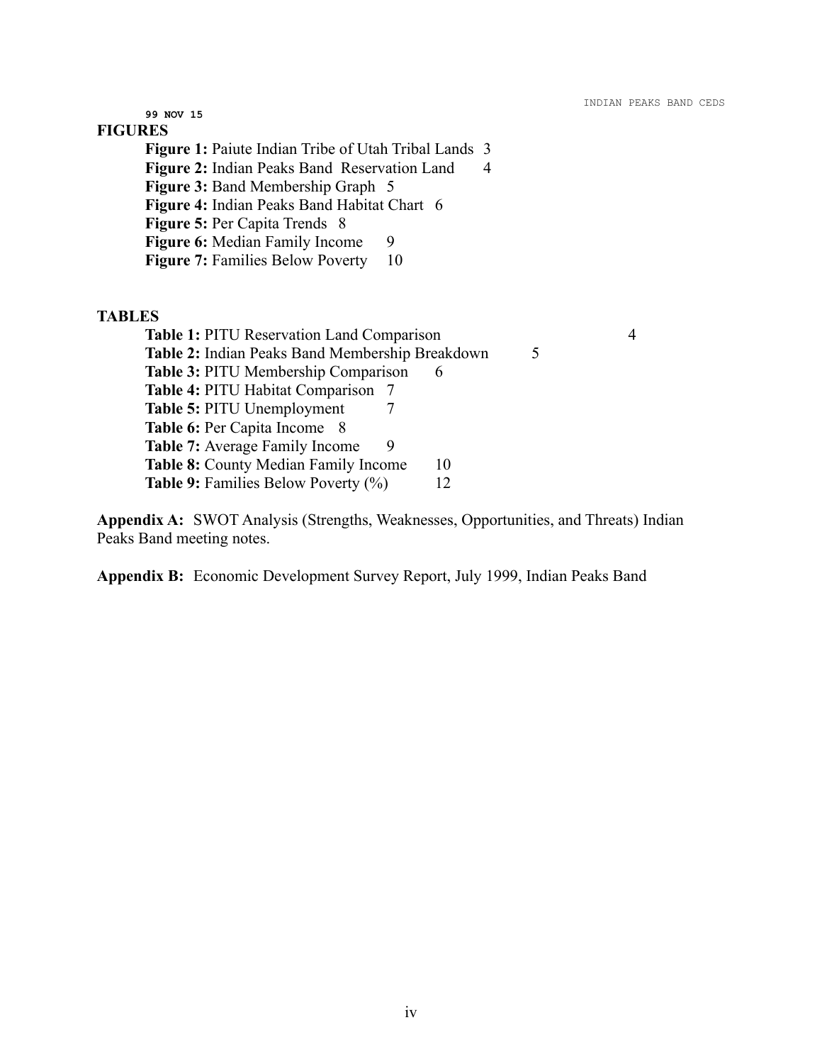99 NOV 15

## FIGURES

**Figure 1:** Paiute Indian Tribe of Utah Tribal Lands 3
**Figure 2:** Indian Peaks Band Reservation Land 4
**Figure 3:** Band Membership Graph 5
**Figure 4:** Indian Peaks Band Habitat Chart 6
**Figure 5:** Per Capita Trends 8
**Figure 6:** Median Family Income 9
**Figure 7:** Families Below Poverty 10

## TABLES

**Table 1:** PITU Reservation Land Comparison 4
**Table 2:** Indian Peaks Band Membership Breakdown 5
**Table 3:** PITU Membership Comparison 6
**Table 4:** PITU Habitat Comparison 7
**Table 5:** PITU Unemployment 7
**Table 6:** Per Capita Income 8
**Table 7:** Average Family Income 9
**Table 8:** County Median Family Income 10
**Table 9:** Families Below Poverty (%) 12

**Appendix A:** SWOT Analysis (Strengths, Weaknesses, Opportunities, and Threats) Indian Peaks Band meeting notes.

**Appendix B:** Economic Development Survey Report, July 1999, Indian Peaks Band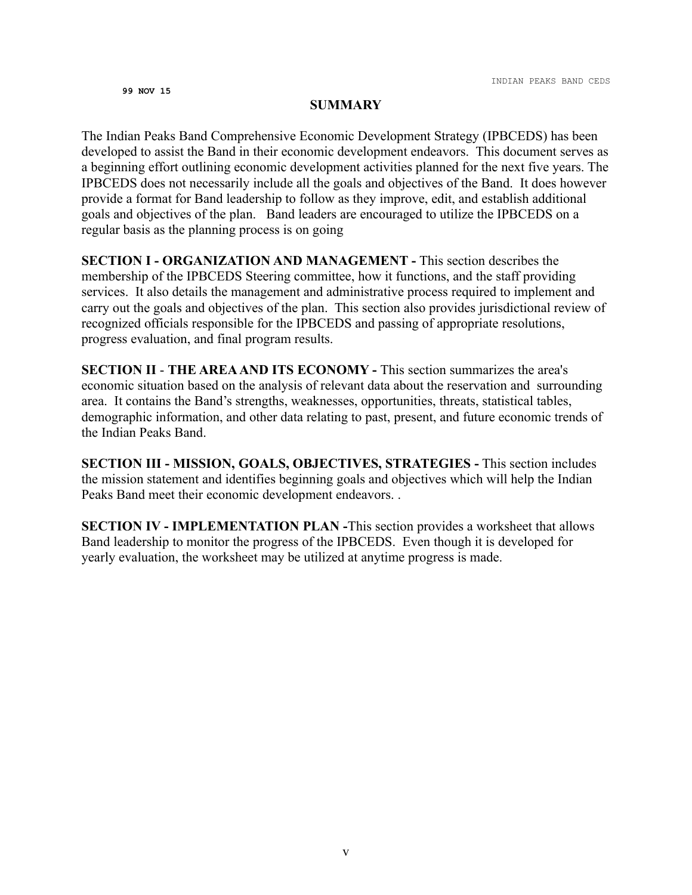## SUMMARY

The Indian Peaks Band Comprehensive Economic Development Strategy (IPBCEDS) has been developed to assist the Band in their economic development endeavors. This document serves as a beginning effort outlining economic development activities planned for the next five years. The IPBCEDS does not necessarily include all the goals and objectives of the Band. It does however provide a format for Band leadership to follow as they improve, edit, and establish additional goals and objectives of the plan. Band leaders are encouraged to utilize the IPBCEDS on a regular basis as the planning process is on going

**SECTION I - ORGANIZATION AND MANAGEMENT -** This section describes the membership of the IPBCEDS Steering committee, how it functions, and the staff providing services. It also details the management and administrative process required to implement and carry out the goals and objectives of the plan. This section also provides jurisdictional review of recognized officials responsible for the IPBCEDS and passing of appropriate resolutions, progress evaluation, and final program results.

**SECTION II - THE AREA AND ITS ECONOMY -** This section summarizes the area's economic situation based on the analysis of relevant data about the reservation and surrounding area. It contains the Band's strengths, weaknesses, opportunities, threats, statistical tables, demographic information, and other data relating to past, present, and future economic trends of the Indian Peaks Band.

**SECTION III - MISSION, GOALS, OBJECTIVES, STRATEGIES -** This section includes the mission statement and identifies beginning goals and objectives which will help the Indian Peaks Band meet their economic development endeavors. .

**SECTION IV - IMPLEMENTATION PLAN -**This section provides a worksheet that allows Band leadership to monitor the progress of the IPBCEDS. Even though it is developed for yearly evaluation, the worksheet may be utilized at anytime progress is made.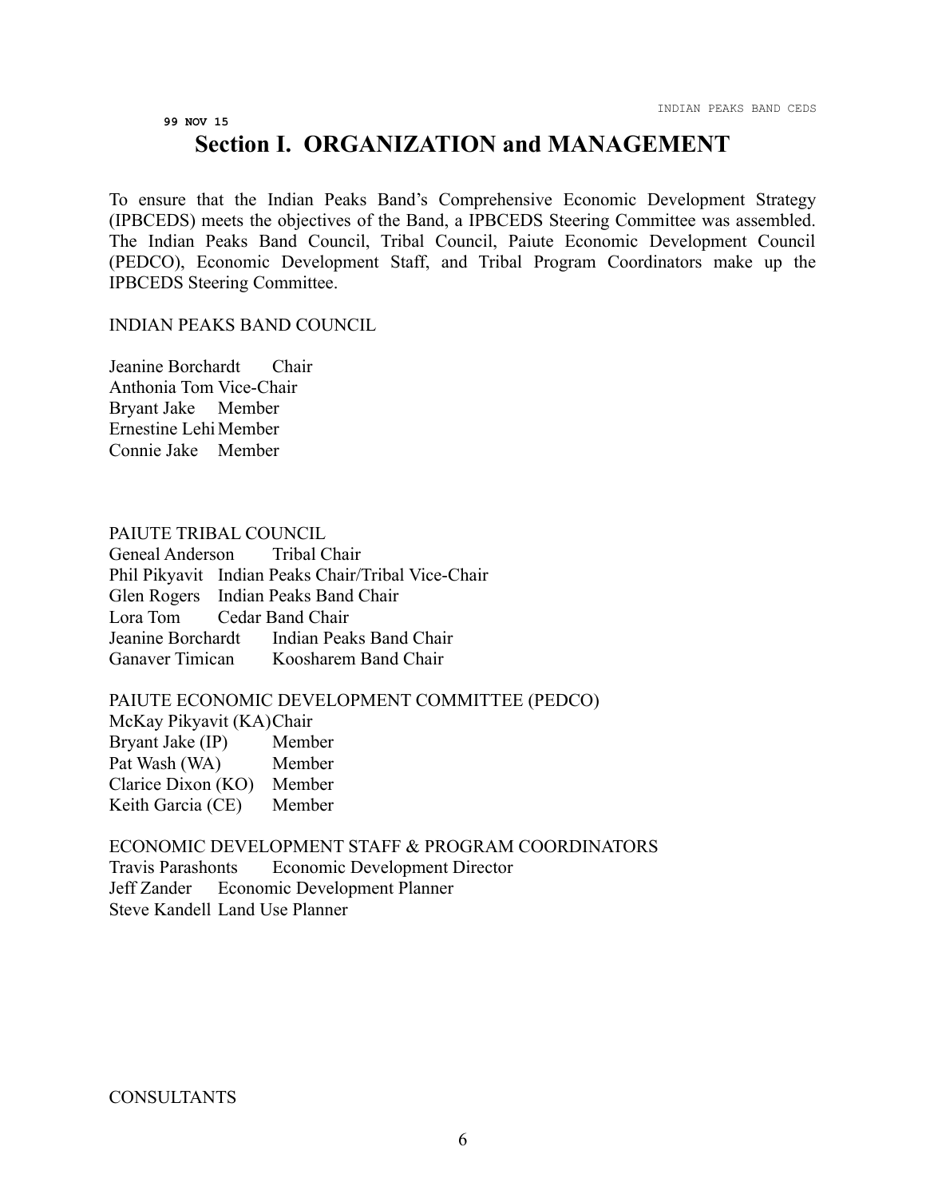99 NOV 15

# Section I. ORGANIZATION and MANAGEMENT

To ensure that the Indian Peaks Band's Comprehensive Economic Development Strategy (IPBCEDS) meets the objectives of the Band, a IPBCEDS Steering Committee was assembled. The Indian Peaks Band Council, Tribal Council, Paiute Economic Development Council (PEDCO), Economic Development Staff, and Tribal Program Coordinators make up the IPBCEDS Steering Committee.

INDIAN PEAKS BAND COUNCIL

Jeanine Borchardt Chair
Anthonia Tom Vice-Chair
Bryant Jake Member
Ernestine Lehi Member
Connie Jake Member

PAIUTE TRIBAL COUNCIL
Geneal Anderson Tribal Chair
Phil Pikyavit Indian Peaks Chair/Tribal Vice-Chair
Glen Rogers Indian Peaks Band Chair
Lora Tom Cedar Band Chair
Jeanine Borchardt Indian Peaks Band Chair
Ganaver Timican Koosharem Band Chair

PAIUTE ECONOMIC DEVELOPMENT COMMITTEE (PEDCO)
McKay Pikyavit (KA) Chair
Bryant Jake (IP) Member
Pat Wash (WA) Member
Clarice Dixon (KO) Member
Keith Garcia (CE) Member

ECONOMIC DEVELOPMENT STAFF & PROGRAM COORDINATORS
Travis Parashonts Economic Development Director
Jeff Zander Economic Development Planner
Steve Kandell Land Use Planner

CONSULTANTS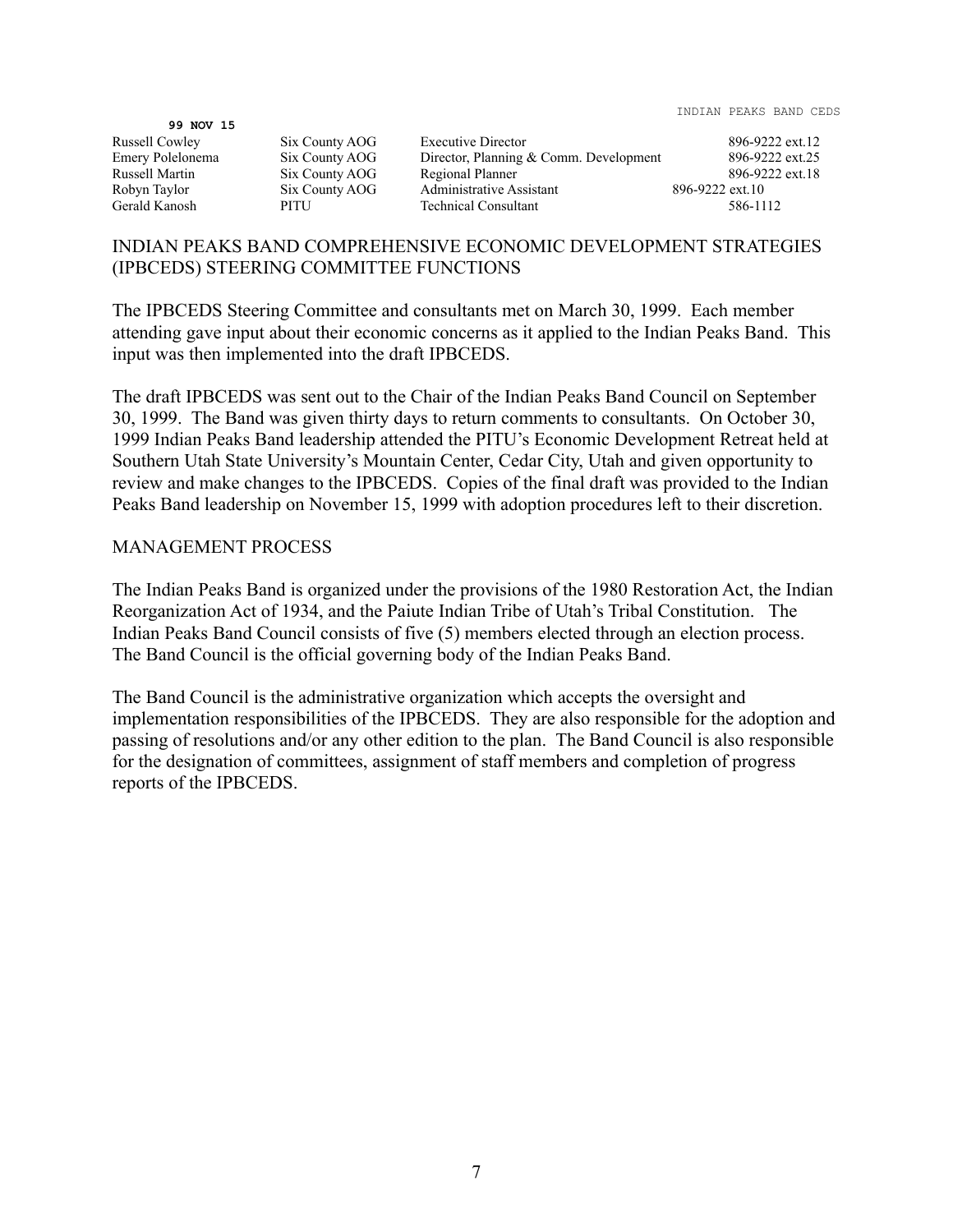**99 NOV 15**

| | | | |
|---|---|---|---|
| Russell Cowley | Six County AOG | Executive Director | 896-9222 ext.12 |
| Emery Polelonema | Six County AOG | Director, Planning & Comm. Development | 896-9222 ext.25 |
| Russell Martin | Six County AOG | Regional Planner | 896-9222 ext.18 |
| Robyn Taylor | Six County AOG | Administrative Assistant | 896-9222 ext.10 |
| Gerald Kanosh | PITU | Technical Consultant | 586-1112 |

## INDIAN PEAKS BAND COMPREHENSIVE ECONOMIC DEVELOPMENT STRATEGIES (IPBCEDS) STEERING COMMITTEE FUNCTIONS

The IPBCEDS Steering Committee and consultants met on March 30, 1999. Each member attending gave input about their economic concerns as it applied to the Indian Peaks Band. This input was then implemented into the draft IPBCEDS.

The draft IPBCEDS was sent out to the Chair of the Indian Peaks Band Council on September 30, 1999. The Band was given thirty days to return comments to consultants. On October 30, 1999 Indian Peaks Band leadership attended the PITU's Economic Development Retreat held at Southern Utah State University's Mountain Center, Cedar City, Utah and given opportunity to review and make changes to the IPBCEDS. Copies of the final draft was provided to the Indian Peaks Band leadership on November 15, 1999 with adoption procedures left to their discretion.

## MANAGEMENT PROCESS

The Indian Peaks Band is organized under the provisions of the 1980 Restoration Act, the Indian Reorganization Act of 1934, and the Paiute Indian Tribe of Utah's Tribal Constitution. The Indian Peaks Band Council consists of five (5) members elected through an election process. The Band Council is the official governing body of the Indian Peaks Band.

The Band Council is the administrative organization which accepts the oversight and implementation responsibilities of the IPBCEDS. They are also responsible for the adoption and passing of resolutions and/or any other edition to the plan. The Band Council is also responsible for the designation of committees, assignment of staff members and completion of progress reports of the IPBCEDS.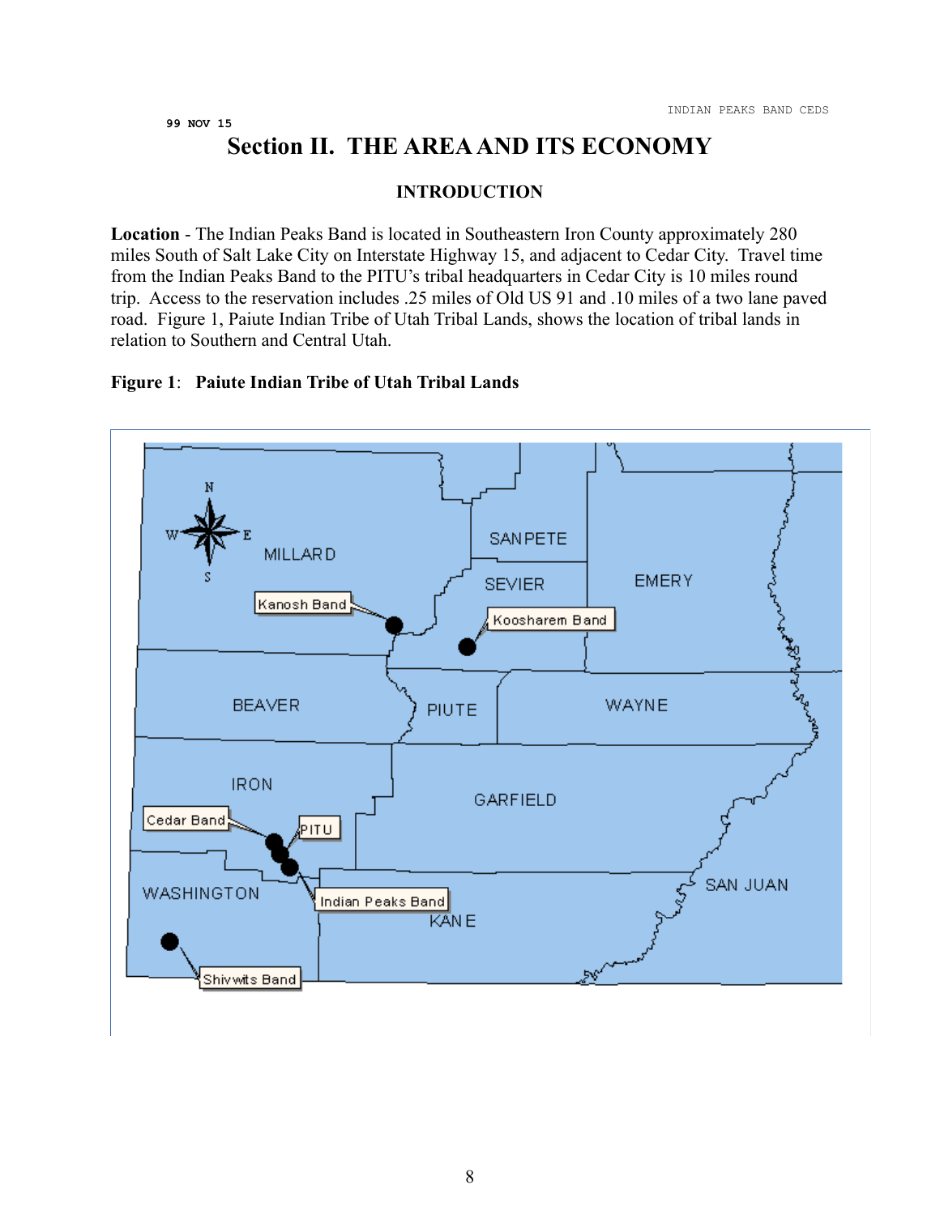99 NOV 15

# Section II. THE AREA AND ITS ECONOMY

### INTRODUCTION

**Location** - The Indian Peaks Band is located in Southeastern Iron County approximately 280 miles South of Salt Lake City on Interstate Highway 15, and adjacent to Cedar City. Travel time from the Indian Peaks Band to the PITU's tribal headquarters in Cedar City is 10 miles round trip. Access to the reservation includes .25 miles of Old US 91 and .10 miles of a two lane paved road. Figure 1, Paiute Indian Tribe of Utah Tribal Lands, shows the location of tribal lands in relation to Southern and Central Utah.

**Figure 1**: **Paiute Indian Tribe of Utah Tribal Lands**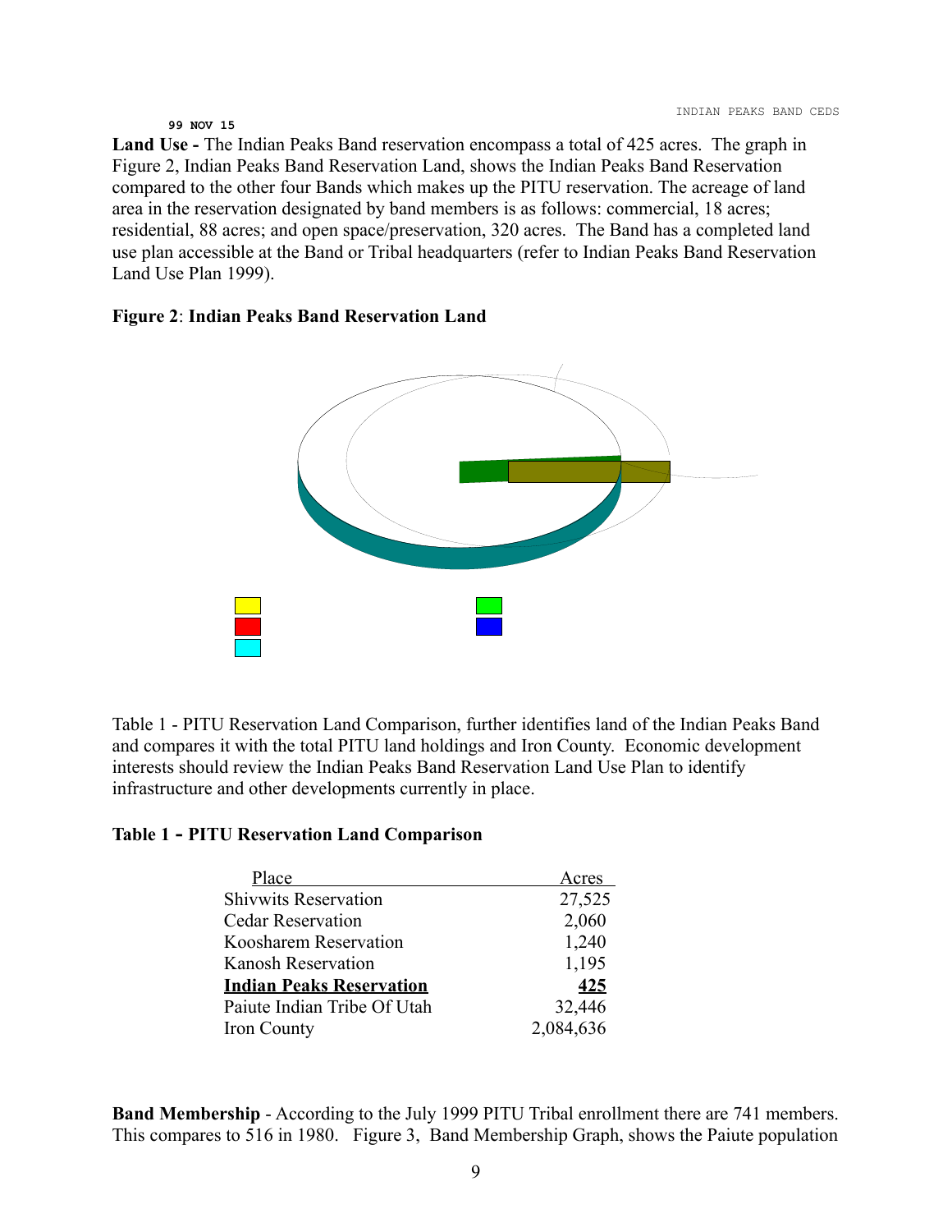99 NOV 15

**Land Use -** The Indian Peaks Band reservation encompass a total of 425 acres. The graph in Figure 2, Indian Peaks Band Reservation Land, shows the Indian Peaks Band Reservation compared to the other four Bands which makes up the PITU reservation. The acreage of land area in the reservation designated by band members is as follows: commercial, 18 acres; residential, 88 acres; and open space/preservation, 320 acres. The Band has a completed land use plan accessible at the Band or Tribal headquarters (refer to Indian Peaks Band Reservation Land Use Plan 1999).

**Figure 2**: **Indian Peaks Band Reservation Land**

Table 1 - PITU Reservation Land Comparison, further identifies land of the Indian Peaks Band and compares it with the total PITU land holdings and Iron County. Economic development interests should review the Indian Peaks Band Reservation Land Use Plan to identify infrastructure and other developments currently in place.

**Table 1 - PITU Reservation Land Comparison**

| Place | Acres |
|---|---|
| Shivwits Reservation | 27,525 |
| Cedar Reservation | 2,060 |
| Koosharem Reservation | 1,240 |
| Kanosh Reservation | 1,195 |
| **Indian Peaks Reservation** | **425** |
| Paiute Indian Tribe Of Utah | 32,446 |
| Iron County | 2,084,636 |

**Band Membership** - According to the July 1999 PITU Tribal enrollment there are 741 members. This compares to 516 in 1980. Figure 3, Band Membership Graph, shows the Paiute population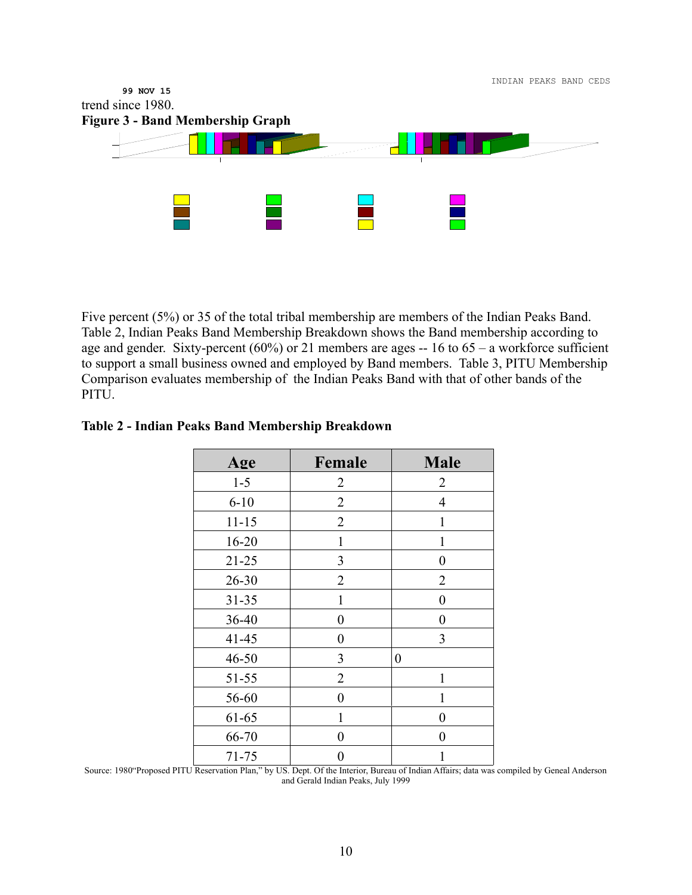trend since 1980.

**Figure 3 - Band Membership Graph**

Five percent (5%) or 35 of the total tribal membership are members of the Indian Peaks Band. Table 2, Indian Peaks Band Membership Breakdown shows the Band membership according to age and gender. Sixty-percent (60%) or 21 members are ages -- 16 to 65 – a workforce sufficient to support a small business owned and employed by Band members. Table 3, PITU Membership Comparison evaluates membership of the Indian Peaks Band with that of other bands of the PITU.

**Table 2 - Indian Peaks Band Membership Breakdown**

| Age | Female | Male |
|---|---|---|
| 1-5 | 2 | 2 |
| 6-10 | 2 | 4 |
| 11-15 | 2 | 1 |
| 16-20 | 1 | 1 |
| 21-25 | 3 | 0 |
| 26-30 | 2 | 2 |
| 31-35 | 1 | 0 |
| 36-40 | 0 | 0 |
| 41-45 | 0 | 3 |
| 46-50 | 3 | 0 |
| 51-55 | 2 | 1 |
| 56-60 | 0 | 1 |
| 61-65 | 1 | 0 |
| 66-70 | 0 | 0 |
| 71-75 | 0 | 1 |

Source: 1980"Proposed PITU Reservation Plan," by US. Dept. Of the Interior, Bureau of Indian Affairs; data was compiled by Geneal Anderson and Gerald Indian Peaks, July 1999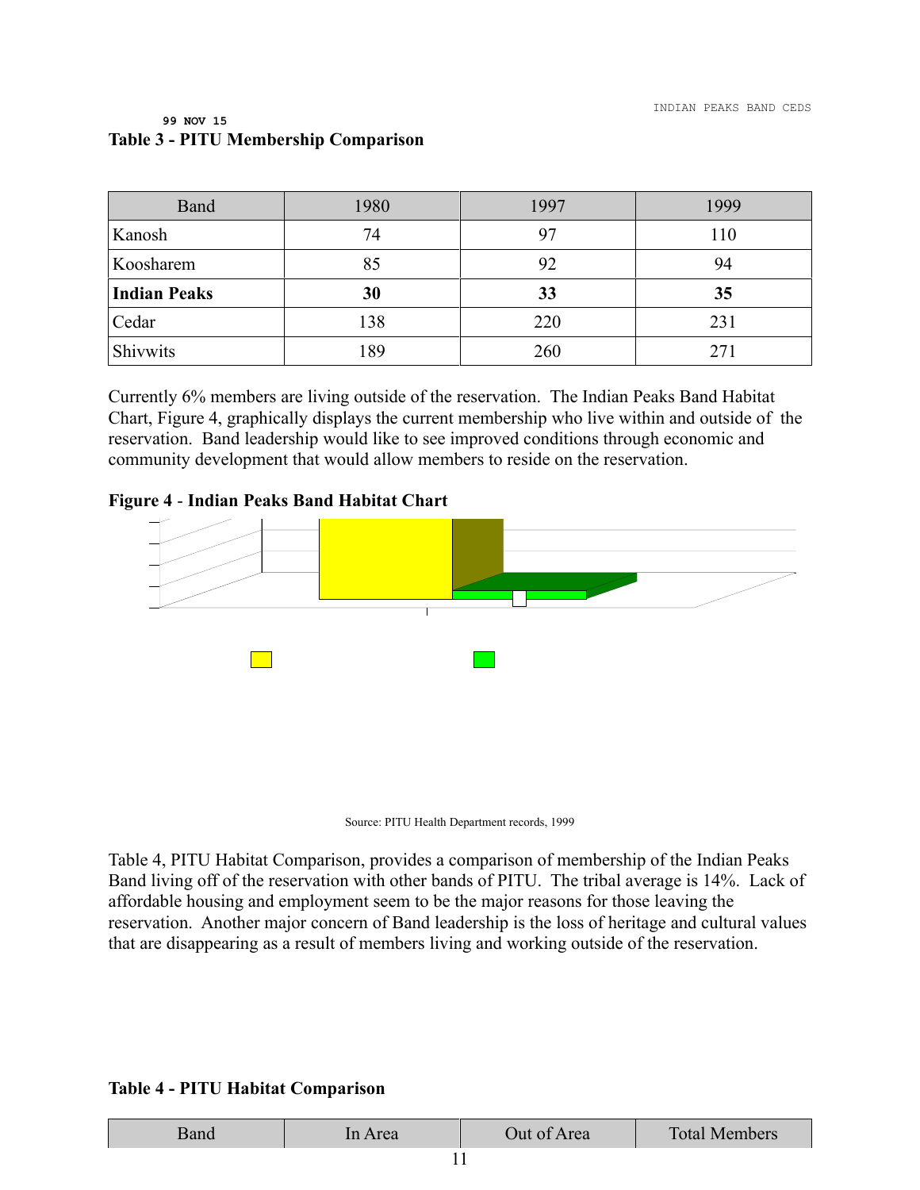99 NOV 15

**Table 3 - PITU Membership Comparison**

| Band | 1980 | 1997 | 1999 |
|---|---|---|---|
| Kanosh | 74 | 97 | 110 |
| Koosharem | 85 | 92 | 94 |
| **Indian Peaks** | **30** | **33** | **35** |
| Cedar | 138 | 220 | 231 |
| Shivwits | 189 | 260 | 271 |

Currently 6% members are living outside of the reservation. The Indian Peaks Band Habitat Chart, Figure 4, graphically displays the current membership who live within and outside of the reservation. Band leadership would like to see improved conditions through economic and community development that would allow members to reside on the reservation.

**Figure 4 - Indian Peaks Band Habitat Chart**

Source: PITU Health Department records, 1999

Table 4, PITU Habitat Comparison, provides a comparison of membership of the Indian Peaks Band living off of the reservation with other bands of PITU. The tribal average is 14%. Lack of affordable housing and employment seem to be the major reasons for those leaving the reservation. Another major concern of Band leadership is the loss of heritage and cultural values that are disappearing as a result of members living and working outside of the reservation.

**Table 4 - PITU Habitat Comparison**

| Band | In Area | Out of Area | Total Members |
|---|---|---|---|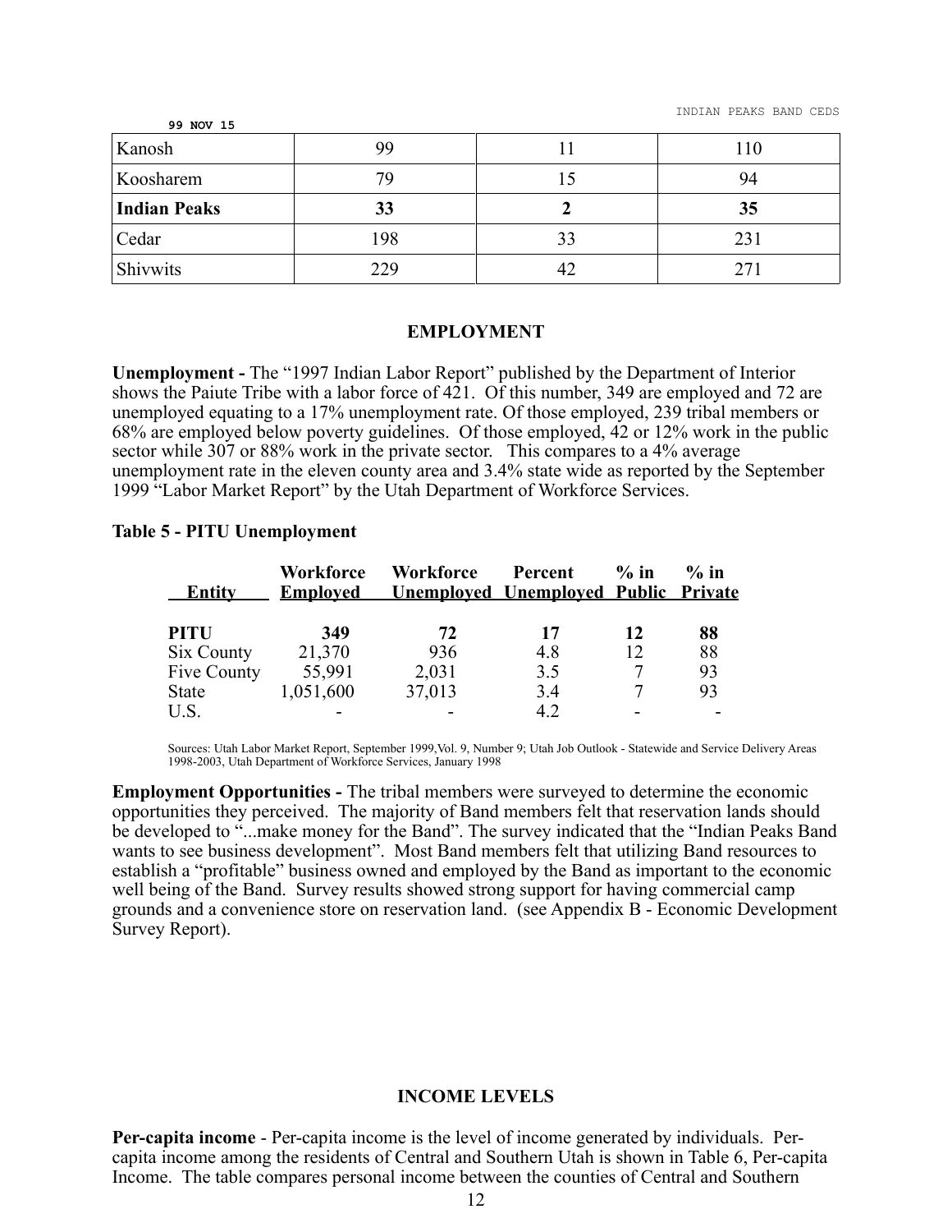| Kanosh | 99 | 11 | 110 |
|---|---|---|---|
| Koosharem | 79 | 15 | 94 |
| **Indian Peaks** | **33** | **2** | **35** |
| Cedar | 198 | 33 | 231 |
| Shivwits | 229 | 42 | 271 |

## EMPLOYMENT

**Unemployment -** The "1997 Indian Labor Report" published by the Department of Interior shows the Paiute Tribe with a labor force of 421. Of this number, 349 are employed and 72 are unemployed equating to a 17% unemployment rate. Of those employed, 239 tribal members or 68% are employed below poverty guidelines. Of those employed, 42 or 12% work in the public sector while 307 or 88% work in the private sector. This compares to a 4% average unemployment rate in the eleven county area and 3.4% state wide as reported by the September 1999 "Labor Market Report" by the Utah Department of Workforce Services.

**Table 5 - PITU Unemployment**

| Entity | Workforce Employed | Workforce Unemployed | Percent Unemployed | % in Public | % in Private |
|---|---|---|---|---|---|
| **PITU** | **349** | **72** | **17** | **12** | **88** |
| Six County | 21,370 | 936 | 4.8 | 12 | 88 |
| Five County | 55,991 | 2,031 | 3.5 | 7 | 93 |
| State | 1,051,600 | 37,013 | 3.4 | 7 | 93 |
| U.S. | - | - | 4.2 | - | - |

Sources: Utah Labor Market Report, September 1999,Vol. 9, Number 9; Utah Job Outlook - Statewide and Service Delivery Areas 1998-2003, Utah Department of Workforce Services, January 1998

**Employment Opportunities -** The tribal members were surveyed to determine the economic opportunities they perceived. The majority of Band members felt that reservation lands should be developed to "...make money for the Band". The survey indicated that the "Indian Peaks Band wants to see business development". Most Band members felt that utilizing Band resources to establish a "profitable" business owned and employed by the Band as important to the economic well being of the Band. Survey results showed strong support for having commercial camp grounds and a convenience store on reservation land. (see Appendix B - Economic Development Survey Report).

## INCOME LEVELS

**Per-capita income** - Per-capita income is the level of income generated by individuals. Per-capita income among the residents of Central and Southern Utah is shown in Table 6, Per-capita Income. The table compares personal income between the counties of Central and Southern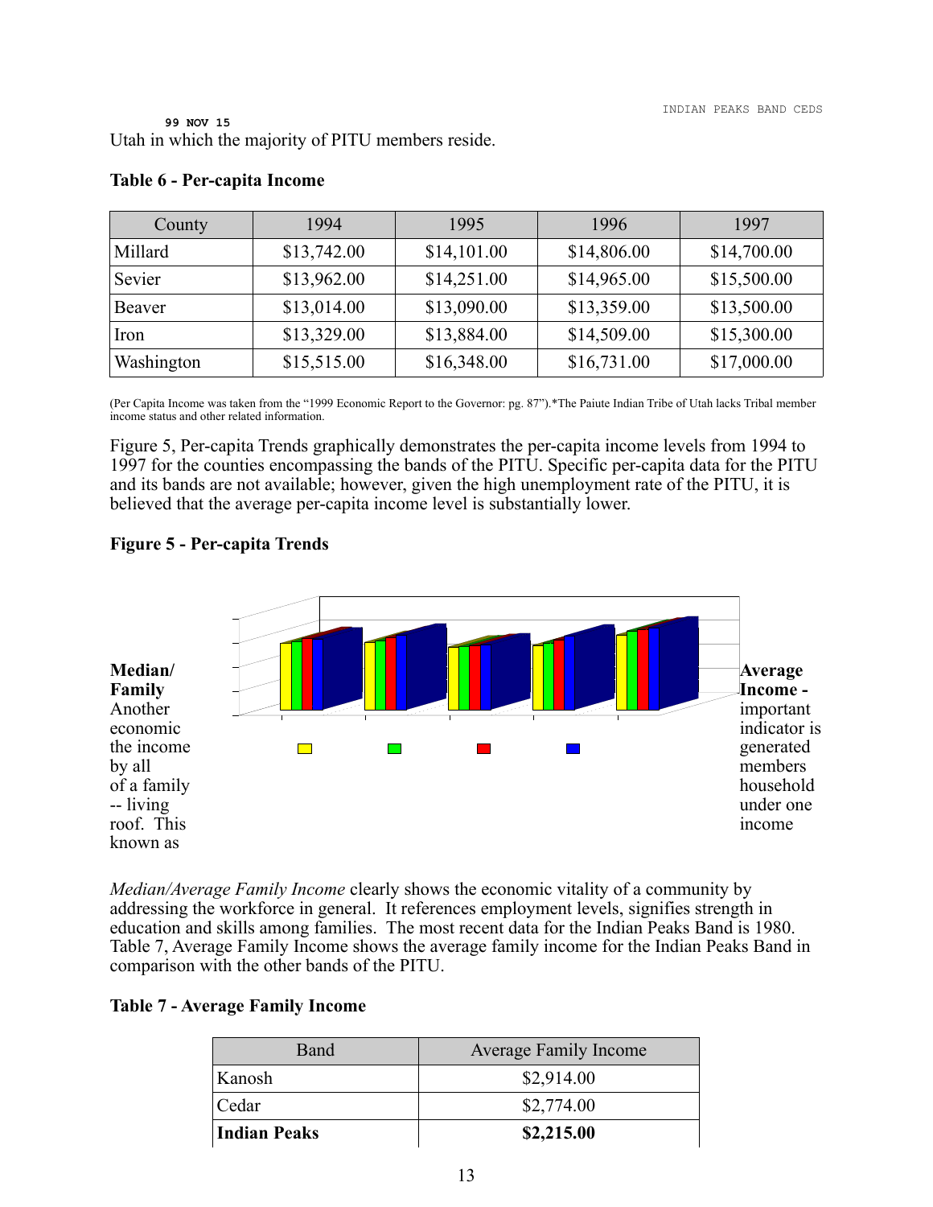99 NOV 15

Utah in which the majority of PITU members reside.

**Table 6 - Per-capita Income**

| County | 1994 | 1995 | 1996 | 1997 |
|---|---|---|---|---|
| Millard | $13,742.00 | $14,101.00 | $14,806.00 | $14,700.00 |
| Sevier | $13,962.00 | $14,251.00 | $14,965.00 | $15,500.00 |
| Beaver | $13,014.00 | $13,090.00 | $13,359.00 | $13,500.00 |
| Iron | $13,329.00 | $13,884.00 | $14,509.00 | $15,300.00 |
| Washington | $15,515.00 | $16,348.00 | $16,731.00 | $17,000.00 |

(Per Capita Income was taken from the "1999 Economic Report to the Governor: pg. 87").*The Paiute Indian Tribe of Utah lacks Tribal member income status and other related information.

Figure 5, Per-capita Trends graphically demonstrates the per-capita income levels from 1994 to 1997 for the counties encompassing the bands of the PITU. Specific per-capita data for the PITU and its bands are not available; however, given the high unemployment rate of the PITU, it is believed that the average per-capita income level is substantially lower.

**Figure 5 - Per-capita Trends**

**Median/ Family Average Income -** Another important economic indicator is the income generated by all members of a family household -- living under one roof. This income known as

*Median/Average Family Income* clearly shows the economic vitality of a community by addressing the workforce in general. It references employment levels, signifies strength in education and skills among families. The most recent data for the Indian Peaks Band is 1980. Table 7, Average Family Income shows the average family income for the Indian Peaks Band in comparison with the other bands of the PITU.

**Table 7 - Average Family Income**

| Band | Average Family Income |
|---|---|
| Kanosh | $2,914.00 |
| Cedar | $2,774.00 |
| **Indian Peaks** | **$2,215.00** |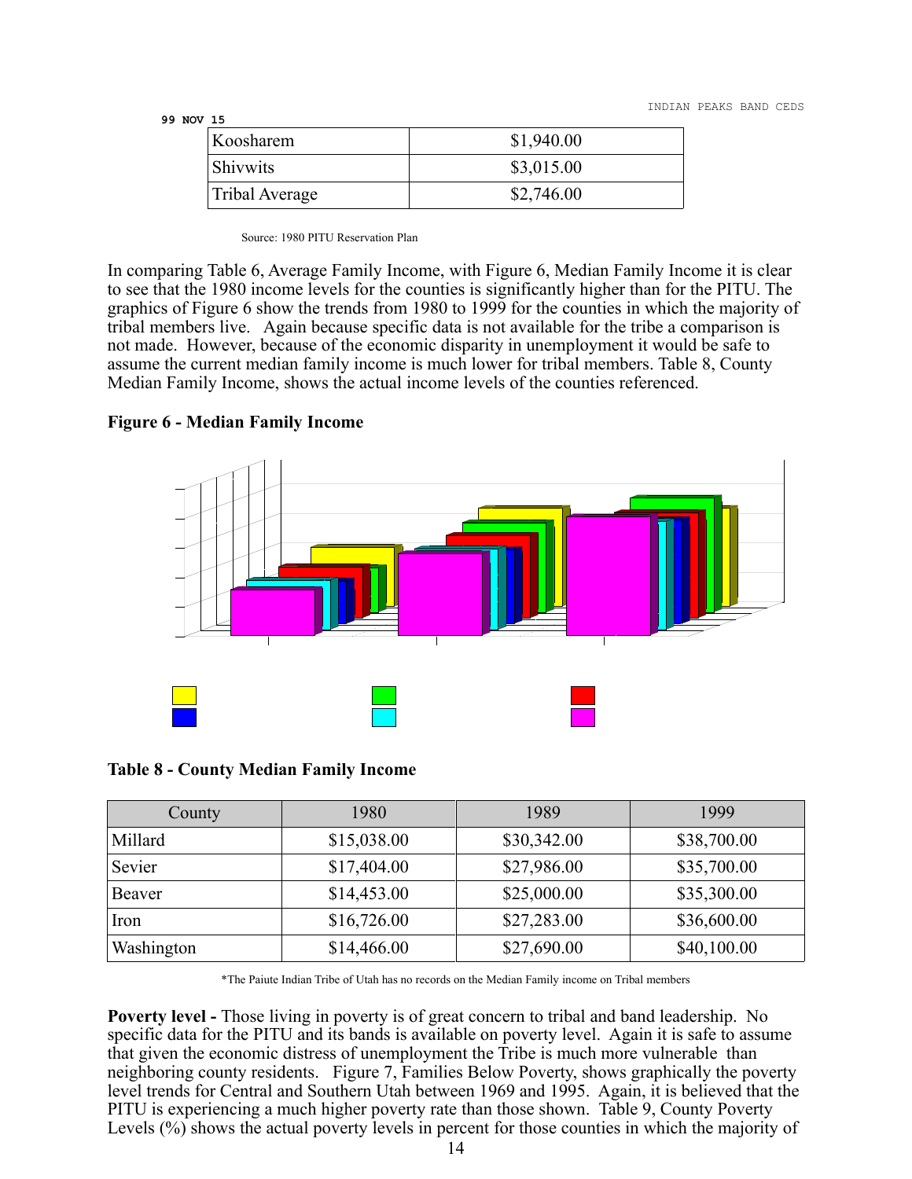| | |
|---|---|
| Koosharem | $1,940.00 |
| Shivwits | $3,015.00 |
| Tribal Average | $2,746.00 |

Source: 1980 PITU Reservation Plan

In comparing Table 6, Average Family Income, with Figure 6, Median Family Income it is clear to see that the 1980 income levels for the counties is significantly higher than for the PITU. The graphics of Figure 6 show the trends from 1980 to 1999 for the counties in which the majority of tribal members live. Again because specific data is not available for the tribe a comparison is not made. However, because of the economic disparity in unemployment it would be safe to assume the current median family income is much lower for tribal members. Table 8, County Median Family Income, shows the actual income levels of the counties referenced.

**Figure 6 - Median Family Income**

**Table 8 - County Median Family Income**

| County | 1980 | 1989 | 1999 |
|---|---|---|---|
| Millard | $15,038.00 | $30,342.00 | $38,700.00 |
| Sevier | $17,404.00 | $27,986.00 | $35,700.00 |
| Beaver | $14,453.00 | $25,000.00 | $35,300.00 |
| Iron | $16,726.00 | $27,283.00 | $36,600.00 |
| Washington | $14,466.00 | $27,690.00 | $40,100.00 |

*The Paiute Indian Tribe of Utah has no records on the Median Family income on Tribal members

**Poverty level -** Those living in poverty is of great concern to tribal and band leadership. No specific data for the PITU and its bands is available on poverty level. Again it is safe to assume that given the economic distress of unemployment the Tribe is much more vulnerable than neighboring county residents. Figure 7, Families Below Poverty, shows graphically the poverty level trends for Central and Southern Utah between 1969 and 1995. Again, it is believed that the PITU is experiencing a much higher poverty rate than those shown. Table 9, County Poverty Levels (%) shows the actual poverty levels in percent for those counties in which the majority of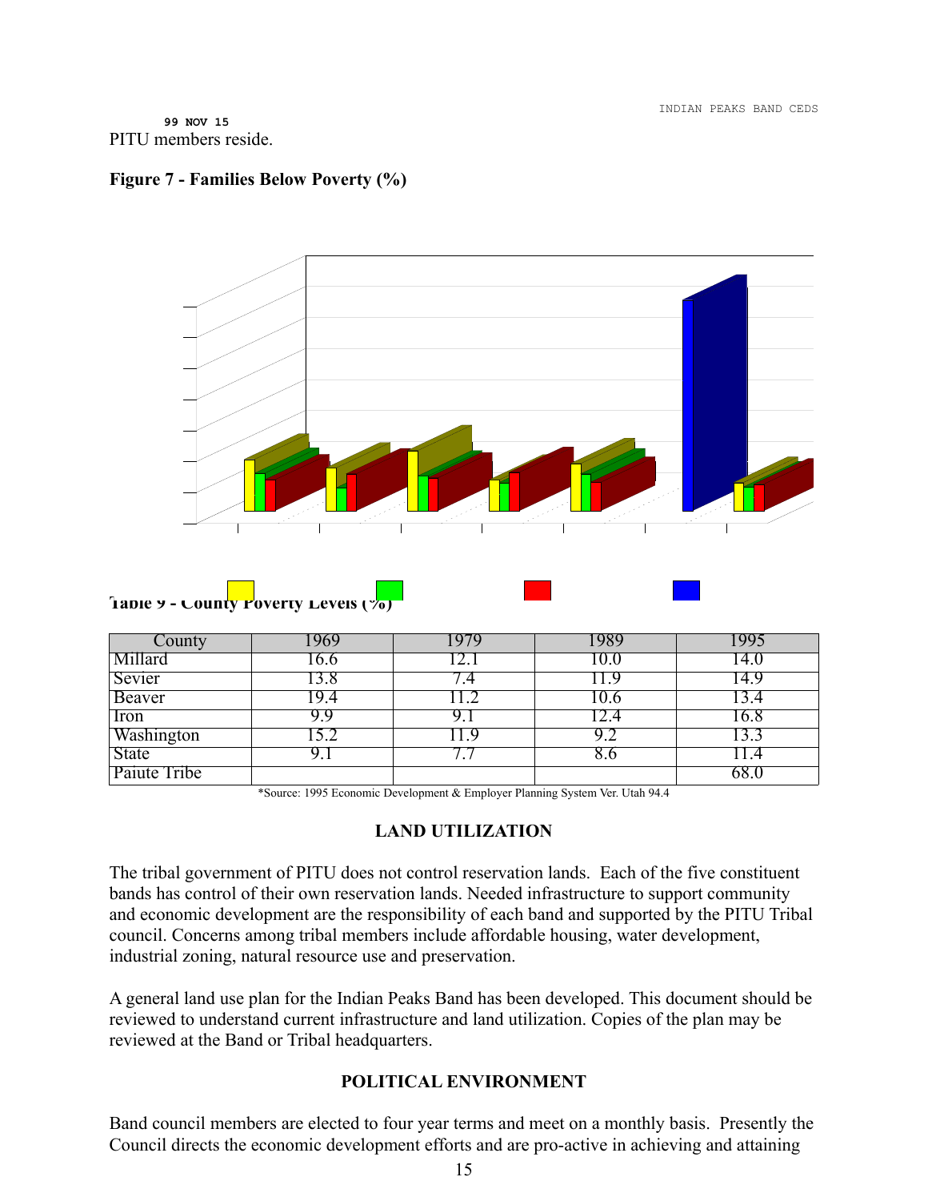PITU members reside.

**Figure 7 - Families Below Poverty (%)**

**Table 9 - County Poverty Levels (%)**

| County | 1969 | 1979 | 1989 | 1995 |
|---|---|---|---|---|
| Millard | 16.6 | 12.1 | 10.0 | 14.0 |
| Sevier | 13.8 | 7.4 | 11.9 | 14.9 |
| Beaver | 19.4 | 11.2 | 10.6 | 13.4 |
| Iron | 9.9 | 9.1 | 12.4 | 16.8 |
| Washington | 15.2 | 11.9 | 9.2 | 13.3 |
| State | 9.1 | 7.7 | 8.6 | 11.4 |
| Paiute Tribe | | | | 68.0 |

*Source: 1995 Economic Development & Employer Planning System Ver. Utah 94.4

## LAND UTILIZATION

The tribal government of PITU does not control reservation lands. Each of the five constituent bands has control of their own reservation lands. Needed infrastructure to support community and economic development are the responsibility of each band and supported by the PITU Tribal council. Concerns among tribal members include affordable housing, water development, industrial zoning, natural resource use and preservation.

A general land use plan for the Indian Peaks Band has been developed. This document should be reviewed to understand current infrastructure and land utilization. Copies of the plan may be reviewed at the Band or Tribal headquarters.

## POLITICAL ENVIRONMENT

Band council members are elected to four year terms and meet on a monthly basis. Presently the Council directs the economic development efforts and are pro-active in achieving and attaining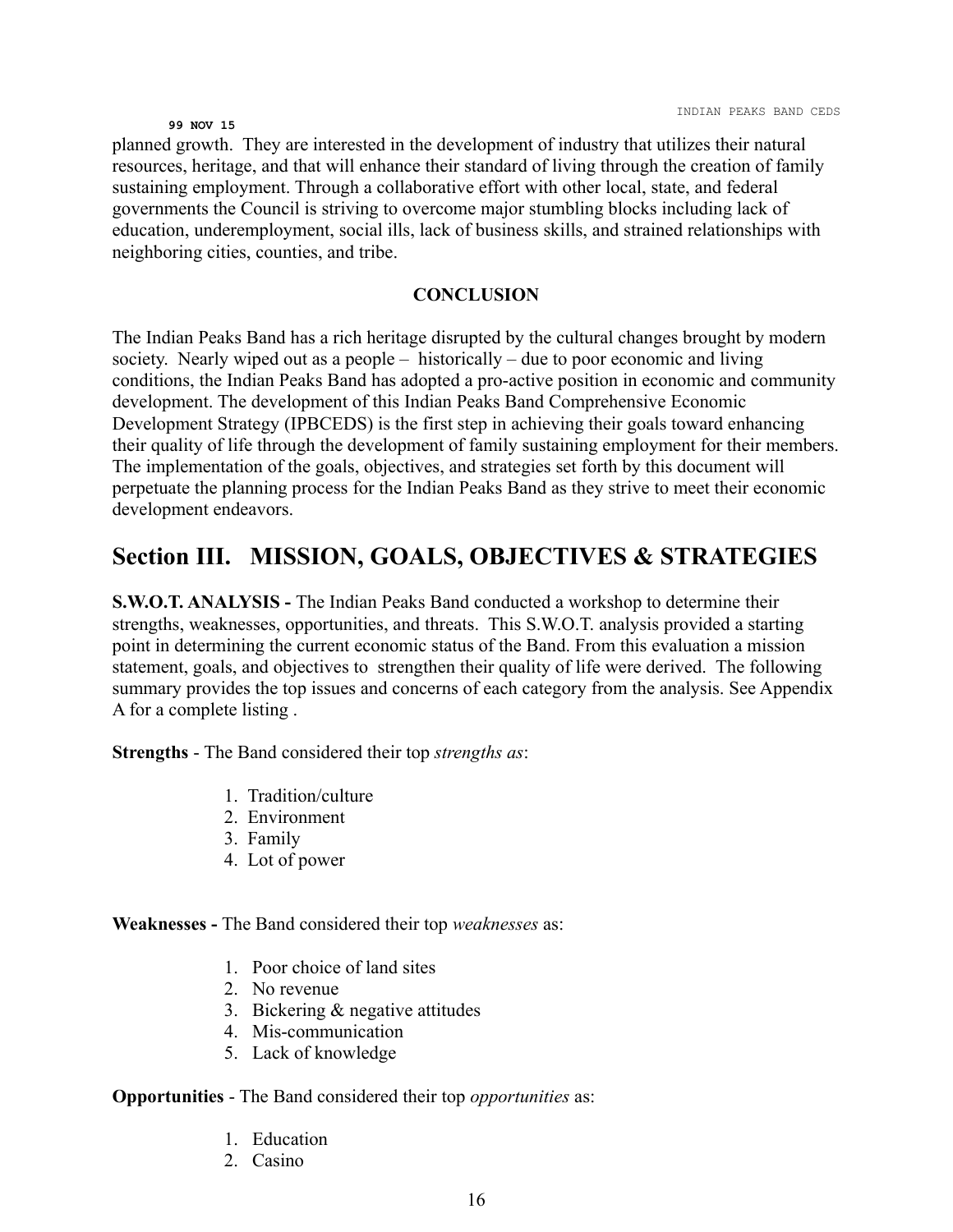planned growth. They are interested in the development of industry that utilizes their natural resources, heritage, and that will enhance their standard of living through the creation of family sustaining employment. Through a collaborative effort with other local, state, and federal governments the Council is striving to overcome major stumbling blocks including lack of education, underemployment, social ills, lack of business skills, and strained relationships with neighboring cities, counties, and tribe.

**CONCLUSION**

The Indian Peaks Band has a rich heritage disrupted by the cultural changes brought by modern society. Nearly wiped out as a people – historically – due to poor economic and living conditions, the Indian Peaks Band has adopted a pro-active position in economic and community development. The development of this Indian Peaks Band Comprehensive Economic Development Strategy (IPBCEDS) is the first step in achieving their goals toward enhancing their quality of life through the development of family sustaining employment for their members. The implementation of the goals, objectives, and strategies set forth by this document will perpetuate the planning process for the Indian Peaks Band as they strive to meet their economic development endeavors.

## Section III. MISSION, GOALS, OBJECTIVES & STRATEGIES

**S.W.O.T. ANALYSIS -** The Indian Peaks Band conducted a workshop to determine their strengths, weaknesses, opportunities, and threats. This S.W.O.T. analysis provided a starting point in determining the current economic status of the Band. From this evaluation a mission statement, goals, and objectives to strengthen their quality of life were derived. The following summary provides the top issues and concerns of each category from the analysis. See Appendix A for a complete listing .

**Strengths** - The Band considered their top *strengths as*:

1. Tradition/culture
2. Environment
3. Family
4. Lot of power

**Weaknesses -** The Band considered their top *weaknesses* as:

1. Poor choice of land sites
2. No revenue
3. Bickering & negative attitudes
4. Mis-communication
5. Lack of knowledge

**Opportunities** - The Band considered their top *opportunities* as:

1. Education
2. Casino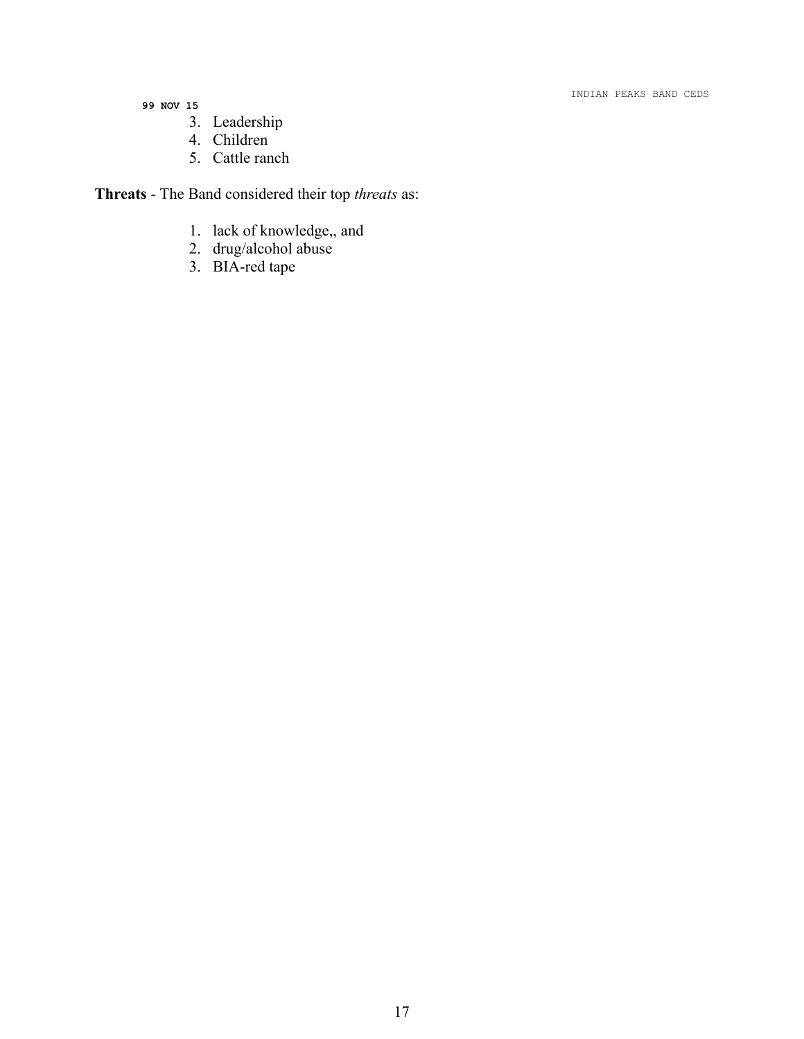3. Leadership
4. Children
5. Cattle ranch

**Threats** - The Band considered their top *threats* as:

1. lack of knowledge,, and
2. drug/alcohol abuse
3. BIA-red tape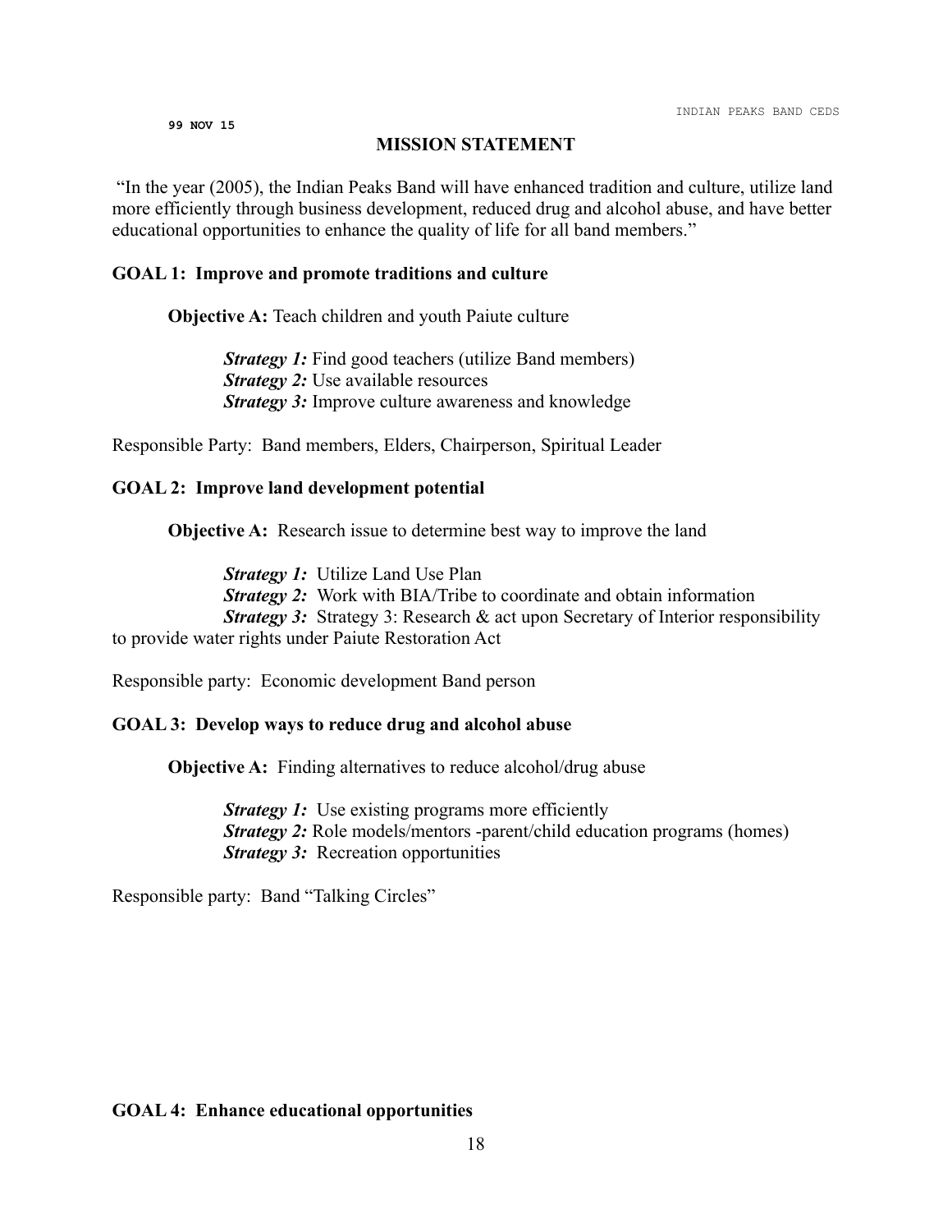99 NOV 15

## MISSION STATEMENT

"In the year (2005), the Indian Peaks Band will have enhanced tradition and culture, utilize land more efficiently through business development, reduced drug and alcohol abuse, and have better educational opportunities to enhance the quality of life for all band members."

### GOAL 1: Improve and promote traditions and culture

**Objective A:** Teach children and youth Paiute culture

***Strategy 1:*** Find good teachers (utilize Band members)
***Strategy 2:*** Use available resources
***Strategy 3:*** Improve culture awareness and knowledge

Responsible Party: Band members, Elders, Chairperson, Spiritual Leader

### GOAL 2: Improve land development potential

**Objective A:** Research issue to determine best way to improve the land

***Strategy 1:*** Utilize Land Use Plan
***Strategy 2:*** Work with BIA/Tribe to coordinate and obtain information
***Strategy 3:*** Strategy 3: Research & act upon Secretary of Interior responsibility to provide water rights under Paiute Restoration Act

Responsible party: Economic development Band person

### GOAL 3: Develop ways to reduce drug and alcohol abuse

**Objective A:** Finding alternatives to reduce alcohol/drug abuse

***Strategy 1:*** Use existing programs more efficiently
***Strategy 2:*** Role models/mentors -parent/child education programs (homes)
***Strategy 3:*** Recreation opportunities

Responsible party: Band "Talking Circles"

### GOAL 4: Enhance educational opportunities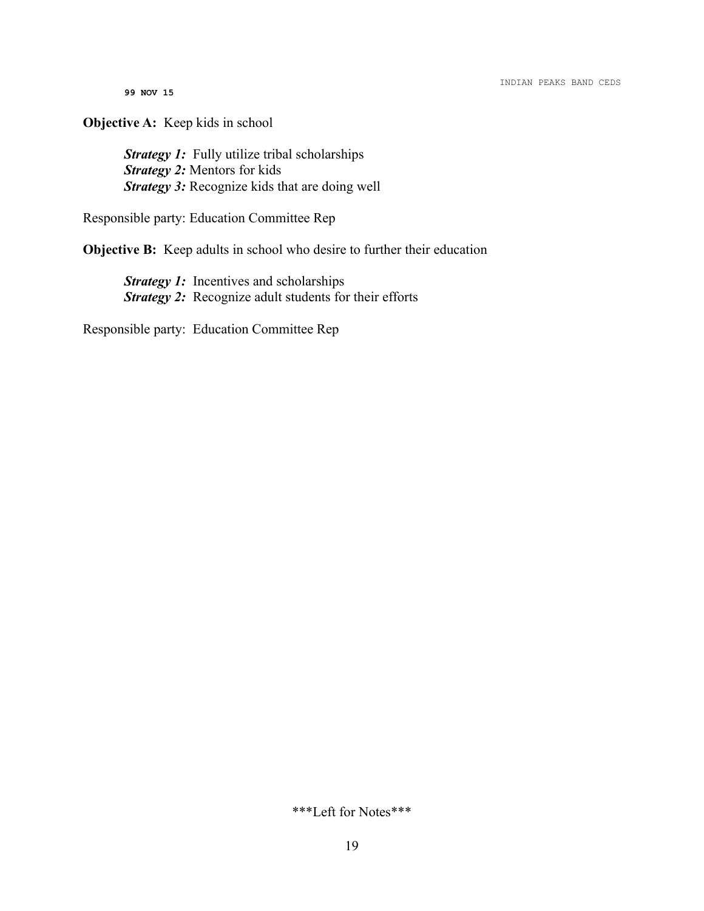**Objective A:** Keep kids in school

> ***Strategy 1:*** Fully utilize tribal scholarships
> ***Strategy 2:*** Mentors for kids
> ***Strategy 3:*** Recognize kids that are doing well

Responsible party: Education Committee Rep

**Objective B:** Keep adults in school who desire to further their education

> ***Strategy 1:*** Incentives and scholarships
> ***Strategy 2:*** Recognize adult students for their efforts

Responsible party: Education Committee Rep

***Left for Notes***